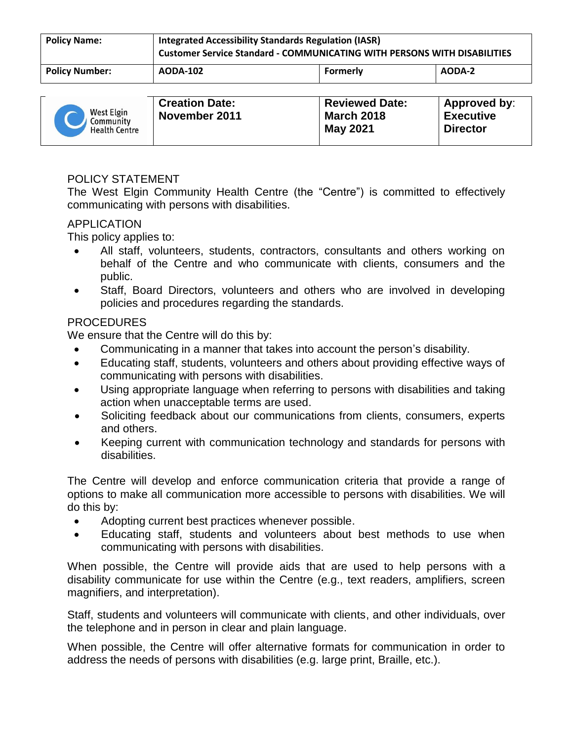| Policy Name: | Integrated Accessibility Standards Regulation (IASR) Customer Service Standard - COMMUNICATING WITH PERSONS WITH DISABILITIES | | |
|---|---|---|---|
| **Policy Number:** | **AODA-102** | **Formerly** | **AODA-2** |

| West Elgin Community Health Centre | Creation Date: November 2011 | Reviewed Date: March 2018 May 2021 | Approved by: Executive Director |
|---|---|---|---|

## POLICY STATEMENT

The West Elgin Community Health Centre (the "Centre") is committed to effectively communicating with persons with disabilities.

## APPLICATION

This policy applies to:

- All staff, volunteers, students, contractors, consultants and others working on behalf of the Centre and who communicate with clients, consumers and the public.
- Staff, Board Directors, volunteers and others who are involved in developing policies and procedures regarding the standards.

## PROCEDURES

We ensure that the Centre will do this by:

- Communicating in a manner that takes into account the person's disability.
- Educating staff, students, volunteers and others about providing effective ways of communicating with persons with disabilities.
- Using appropriate language when referring to persons with disabilities and taking action when unacceptable terms are used.
- Soliciting feedback about our communications from clients, consumers, experts and others.
- Keeping current with communication technology and standards for persons with disabilities.

The Centre will develop and enforce communication criteria that provide a range of options to make all communication more accessible to persons with disabilities. We will do this by:

- Adopting current best practices whenever possible.
- Educating staff, students and volunteers about best methods to use when communicating with persons with disabilities.

When possible, the Centre will provide aids that are used to help persons with a disability communicate for use within the Centre (e.g., text readers, amplifiers, screen magnifiers, and interpretation).

Staff, students and volunteers will communicate with clients, and other individuals, over the telephone and in person in clear and plain language.

When possible, the Centre will offer alternative formats for communication in order to address the needs of persons with disabilities (e.g. large print, Braille, etc.).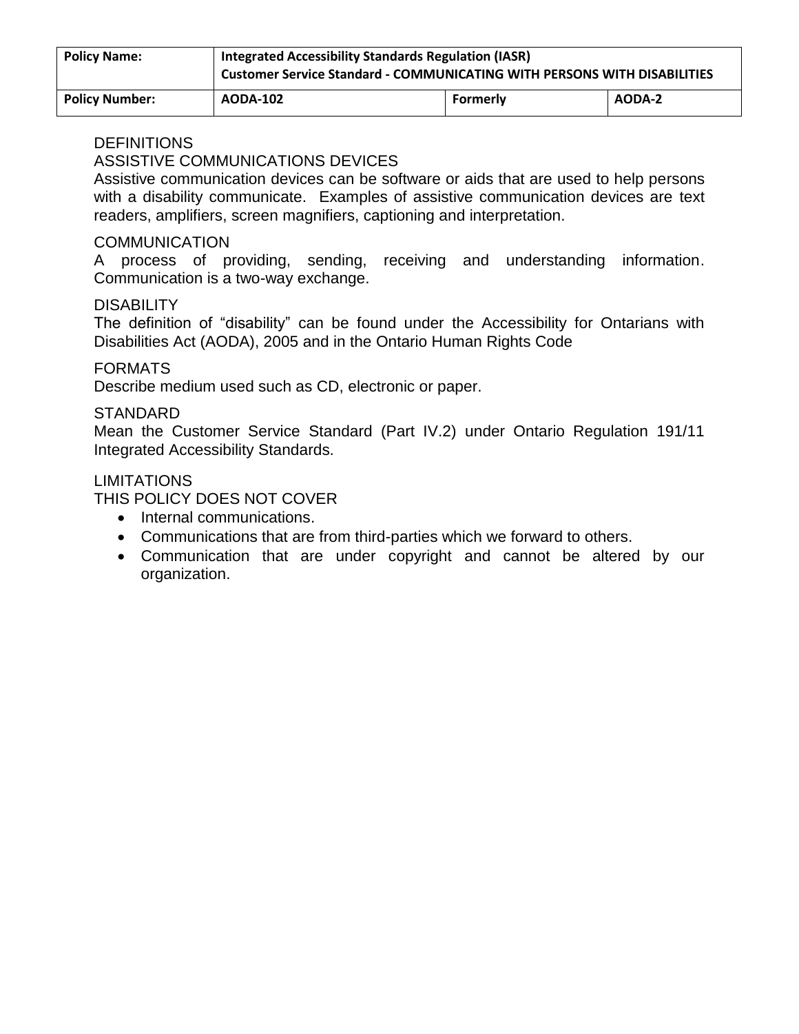| Policy Name: | Integrated Accessibility Standards Regulation (IASR) Customer Service Standard - COMMUNICATING WITH PERSONS WITH DISABILITIES | | |
|---|---|---|---|
| Policy Number: | AODA-102 | Formerly | AODA-2 |

## DEFINITIONS

### ASSISTIVE COMMUNICATIONS DEVICES

Assistive communication devices can be software or aids that are used to help persons with a disability communicate. Examples of assistive communication devices are text readers, amplifiers, screen magnifiers, captioning and interpretation.

### COMMUNICATION

A process of providing, sending, receiving and understanding information. Communication is a two-way exchange.

### DISABILITY

The definition of "disability" can be found under the Accessibility for Ontarians with Disabilities Act (AODA), 2005 and in the Ontario Human Rights Code

### FORMATS

Describe medium used such as CD, electronic or paper.

### STANDARD

Mean the Customer Service Standard (Part IV.2) under Ontario Regulation 191/11 Integrated Accessibility Standards.

## LIMITATIONS

### THIS POLICY DOES NOT COVER

- Internal communications.
- Communications that are from third-parties which we forward to others.
- Communication that are under copyright and cannot be altered by our organization.